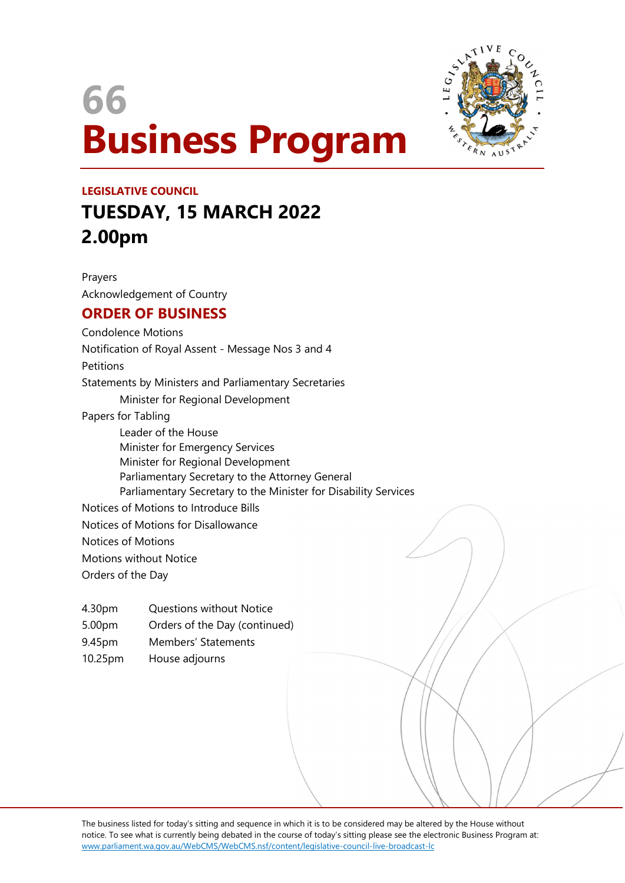# 66
# Business Program

**LEGISLATIVE COUNCIL**

## TUESDAY, 15 MARCH 2022
## 2.00pm

Prayers

Acknowledgement of Country

## ORDER OF BUSINESS

Condolence Motions

Notification of Royal Assent - Message Nos 3 and 4

Petitions

Statements by Ministers and Parliamentary Secretaries

- Minister for Regional Development

Papers for Tabling

- Leader of the House
- Minister for Emergency Services
- Minister for Regional Development
- Parliamentary Secretary to the Attorney General
- Parliamentary Secretary to the Minister for Disability Services

Notices of Motions to Introduce Bills

Notices of Motions for Disallowance

Notices of Motions

Motions without Notice

Orders of the Day

| | |
|---|---|
| 4.30pm | Questions without Notice |
| 5.00pm | Orders of the Day (continued) |
| 9.45pm | Members' Statements |
| 10.25pm | House adjourns |

The business listed for today's sitting and sequence in which it is to be considered may be altered by the House without notice. To see what is currently being debated in the course of today's sitting please see the electronic Business Program at: www.parliament.wa.gov.au/WebCMS/WebCMS.nsf/content/legislative-council-live-broadcast-lc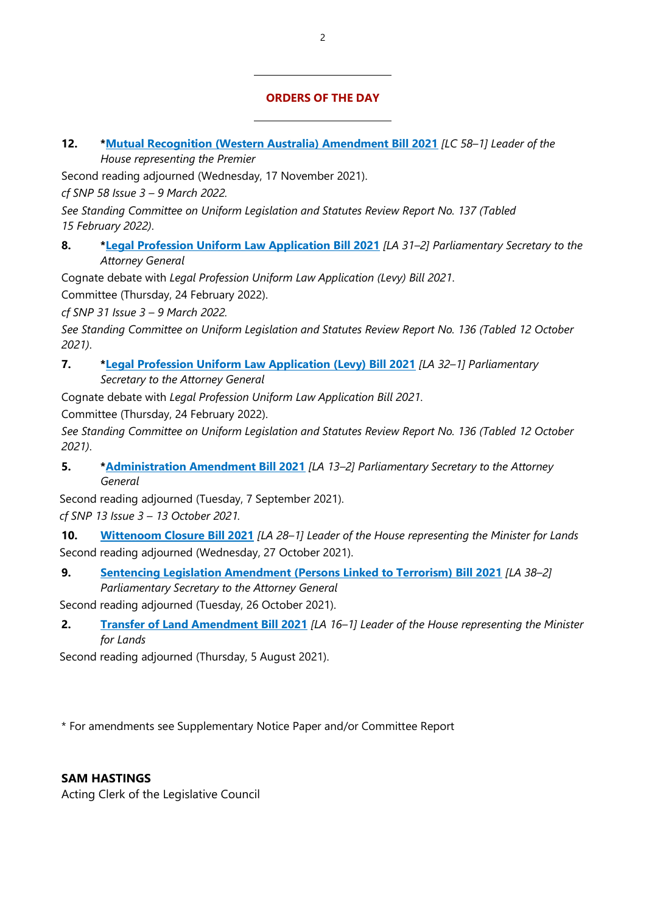## ORDERS OF THE DAY

**12.** ***Mutual Recognition (Western Australia) Amendment Bill 2021*** *[LC 58–1] Leader of the House representing the Premier*

Second reading adjourned (Wednesday, 17 November 2021).

*cf SNP 58 Issue 3 – 9 March 2022.*

*See Standing Committee on Uniform Legislation and Statutes Review Report No. 137 (Tabled 15 February 2022).*

**8.** ***Legal Profession Uniform Law Application Bill 2021*** *[LA 31–2] Parliamentary Secretary to the Attorney General*

Cognate debate with *Legal Profession Uniform Law Application (Levy) Bill 2021*.

Committee (Thursday, 24 February 2022).

*cf SNP 31 Issue 3 – 9 March 2022.*

*See Standing Committee on Uniform Legislation and Statutes Review Report No. 136 (Tabled 12 October 2021).*

**7.** ***Legal Profession Uniform Law Application (Levy) Bill 2021*** *[LA 32–1] Parliamentary Secretary to the Attorney General*

Cognate debate with *Legal Profession Uniform Law Application Bill 2021*.

Committee (Thursday, 24 February 2022).

*See Standing Committee on Uniform Legislation and Statutes Review Report No. 136 (Tabled 12 October 2021).*

**5.** ***Administration Amendment Bill 2021*** *[LA 13–2] Parliamentary Secretary to the Attorney General*

Second reading adjourned (Tuesday, 7 September 2021).

*cf SNP 13 Issue 3 – 13 October 2021.*

**10.** **Wittenoom Closure Bill 2021** *[LA 28–1] Leader of the House representing the Minister for Lands*

Second reading adjourned (Wednesday, 27 October 2021).

**9.** **Sentencing Legislation Amendment (Persons Linked to Terrorism) Bill 2021** *[LA 38–2] Parliamentary Secretary to the Attorney General*

Second reading adjourned (Tuesday, 26 October 2021).

**2.** **Transfer of Land Amendment Bill 2021** *[LA 16–1] Leader of the House representing the Minister for Lands*

Second reading adjourned (Thursday, 5 August 2021).

\* For amendments see Supplementary Notice Paper and/or Committee Report

**SAM HASTINGS**
Acting Clerk of the Legislative Council